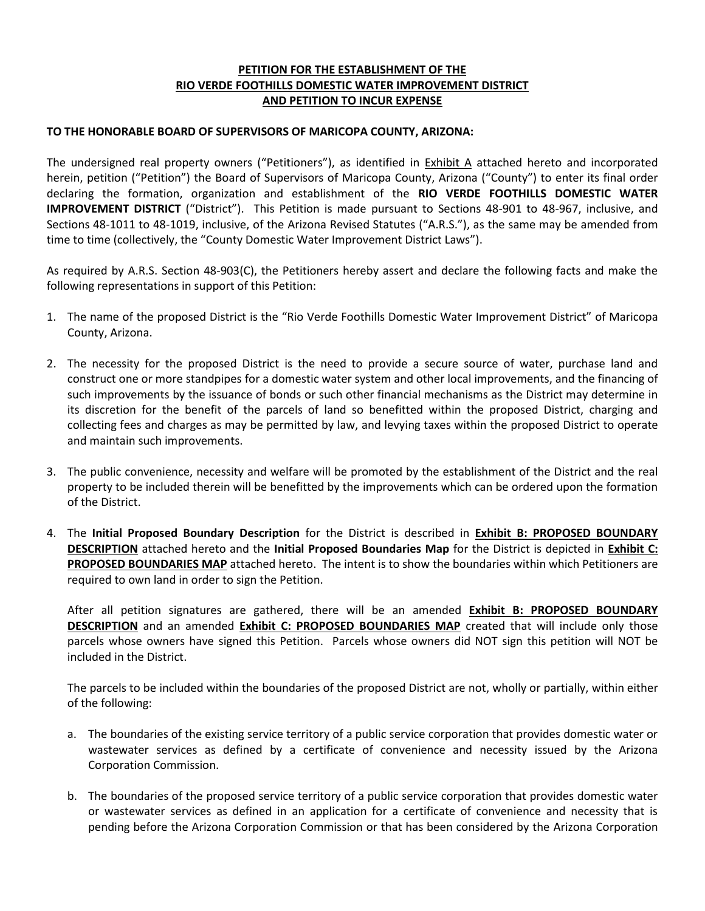# PETITION FOR THE ESTABLISHMENT OF THE RIO VERDE FOOTHILLS DOMESTIC WATER IMPROVEMENT DISTRICT AND PETITION TO INCUR EXPENSE

**TO THE HONORABLE BOARD OF SUPERVISORS OF MARICOPA COUNTY, ARIZONA:**

The undersigned real property owners ("Petitioners"), as identified in Exhibit A attached hereto and incorporated herein, petition ("Petition") the Board of Supervisors of Maricopa County, Arizona ("County") to enter its final order declaring the formation, organization and establishment of the **RIO VERDE FOOTHILLS DOMESTIC WATER IMPROVEMENT DISTRICT** ("District"). This Petition is made pursuant to Sections 48-901 to 48-967, inclusive, and Sections 48-1011 to 48-1019, inclusive, of the Arizona Revised Statutes ("A.R.S."), as the same may be amended from time to time (collectively, the "County Domestic Water Improvement District Laws").

As required by A.R.S. Section 48-903(C), the Petitioners hereby assert and declare the following facts and make the following representations in support of this Petition:

1. The name of the proposed District is the "Rio Verde Foothills Domestic Water Improvement District" of Maricopa County, Arizona.

2. The necessity for the proposed District is the need to provide a secure source of water, purchase land and construct one or more standpipes for a domestic water system and other local improvements, and the financing of such improvements by the issuance of bonds or such other financial mechanisms as the District may determine in its discretion for the benefit of the parcels of land so benefitted within the proposed District, charging and collecting fees and charges as may be permitted by law, and levying taxes within the proposed District to operate and maintain such improvements.

3. The public convenience, necessity and welfare will be promoted by the establishment of the District and the real property to be included therein will be benefitted by the improvements which can be ordered upon the formation of the District.

4. The **Initial Proposed Boundary Description** for the District is described in **Exhibit B: PROPOSED BOUNDARY DESCRIPTION** attached hereto and the **Initial Proposed Boundaries Map** for the District is depicted in **Exhibit C: PROPOSED BOUNDARIES MAP** attached hereto. The intent is to show the boundaries within which Petitioners are required to own land in order to sign the Petition.

   After all petition signatures are gathered, there will be an amended **Exhibit B: PROPOSED BOUNDARY DESCRIPTION** and an amended **Exhibit C: PROPOSED BOUNDARIES MAP** created that will include only those parcels whose owners have signed this Petition. Parcels whose owners did NOT sign this petition will NOT be included in the District.

   The parcels to be included within the boundaries of the proposed District are not, wholly or partially, within either of the following:

   a. The boundaries of the existing service territory of a public service corporation that provides domestic water or wastewater services as defined by a certificate of convenience and necessity issued by the Arizona Corporation Commission.

   b. The boundaries of the proposed service territory of a public service corporation that provides domestic water or wastewater services as defined in an application for a certificate of convenience and necessity that is pending before the Arizona Corporation Commission or that has been considered by the Arizona Corporation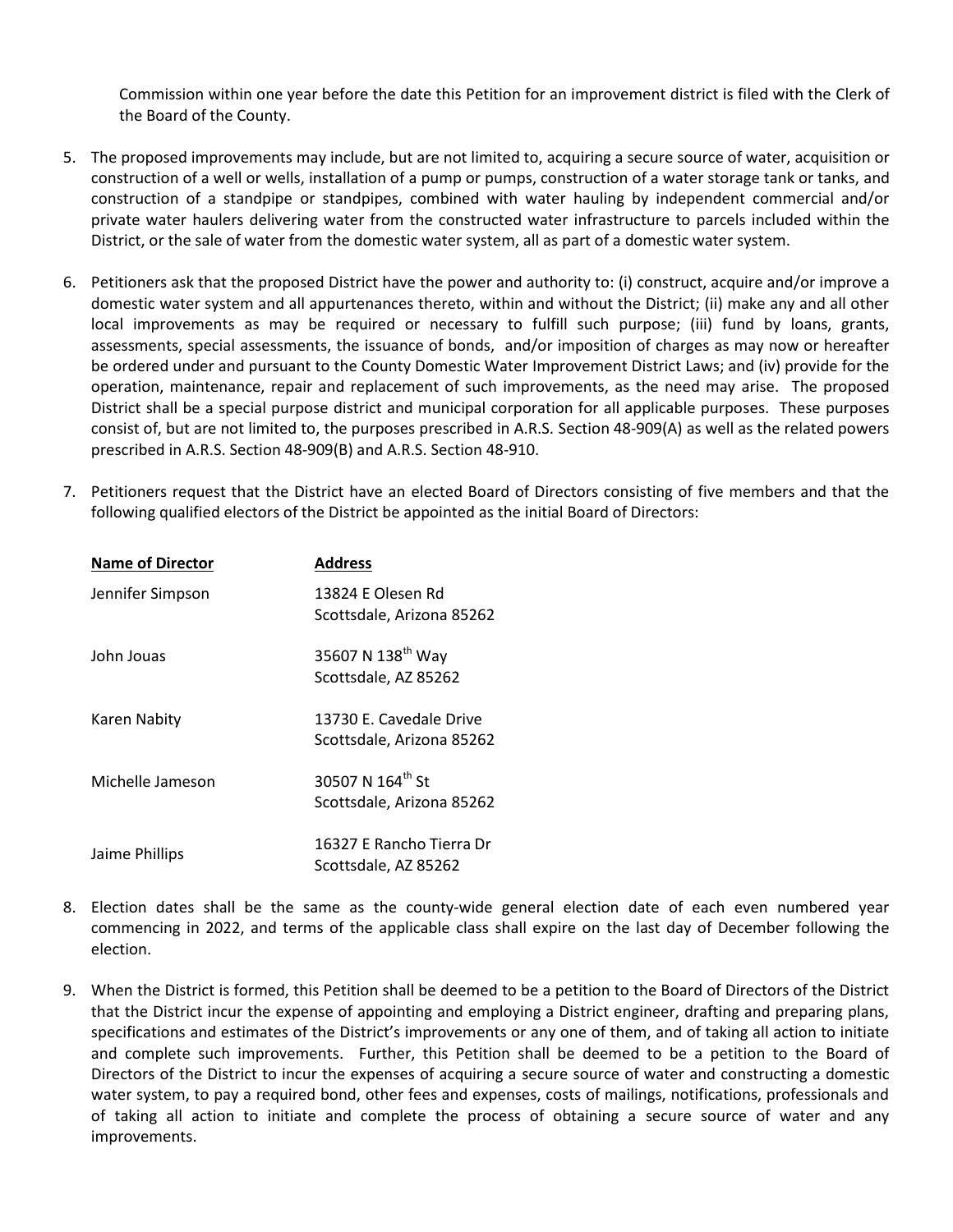Commission within one year before the date this Petition for an improvement district is filed with the Clerk of the Board of the County.

5. The proposed improvements may include, but are not limited to, acquiring a secure source of water, acquisition or construction of a well or wells, installation of a pump or pumps, construction of a water storage tank or tanks, and construction of a standpipe or standpipes, combined with water hauling by independent commercial and/or private water haulers delivering water from the constructed water infrastructure to parcels included within the District, or the sale of water from the domestic water system, all as part of a domestic water system.

6. Petitioners ask that the proposed District have the power and authority to: (i) construct, acquire and/or improve a domestic water system and all appurtenances thereto, within and without the District; (ii) make any and all other local improvements as may be required or necessary to fulfill such purpose; (iii) fund by loans, grants, assessments, special assessments, the issuance of bonds, and/or imposition of charges as may now or hereafter be ordered under and pursuant to the County Domestic Water Improvement District Laws; and (iv) provide for the operation, maintenance, repair and replacement of such improvements, as the need may arise. The proposed District shall be a special purpose district and municipal corporation for all applicable purposes. These purposes consist of, but are not limited to, the purposes prescribed in A.R.S. Section 48-909(A) as well as the related powers prescribed in A.R.S. Section 48-909(B) and A.R.S. Section 48-910.

7. Petitioners request that the District have an elected Board of Directors consisting of five members and that the following qualified electors of the District be appointed as the initial Board of Directors:

| Name of Director | Address |
| --- | --- |
| Jennifer Simpson | 13824 E Olesen Rd<br>Scottsdale, Arizona 85262 |
| John Jouas | 35607 N 138th Way<br>Scottsdale, AZ 85262 |
| Karen Nabity | 13730 E. Cavedale Drive<br>Scottsdale, Arizona 85262 |
| Michelle Jameson | 30507 N 164th St<br>Scottsdale, Arizona 85262 |
| Jaime Phillips | 16327 E Rancho Tierra Dr<br>Scottsdale, AZ 85262 |

8. Election dates shall be the same as the county-wide general election date of each even numbered year commencing in 2022, and terms of the applicable class shall expire on the last day of December following the election.

9. When the District is formed, this Petition shall be deemed to be a petition to the Board of Directors of the District that the District incur the expense of appointing and employing a District engineer, drafting and preparing plans, specifications and estimates of the District's improvements or any one of them, and of taking all action to initiate and complete such improvements. Further, this Petition shall be deemed to be a petition to the Board of Directors of the District to incur the expenses of acquiring a secure source of water and constructing a domestic water system, to pay a required bond, other fees and expenses, costs of mailings, notifications, professionals and of taking all action to initiate and complete the process of obtaining a secure source of water and any improvements.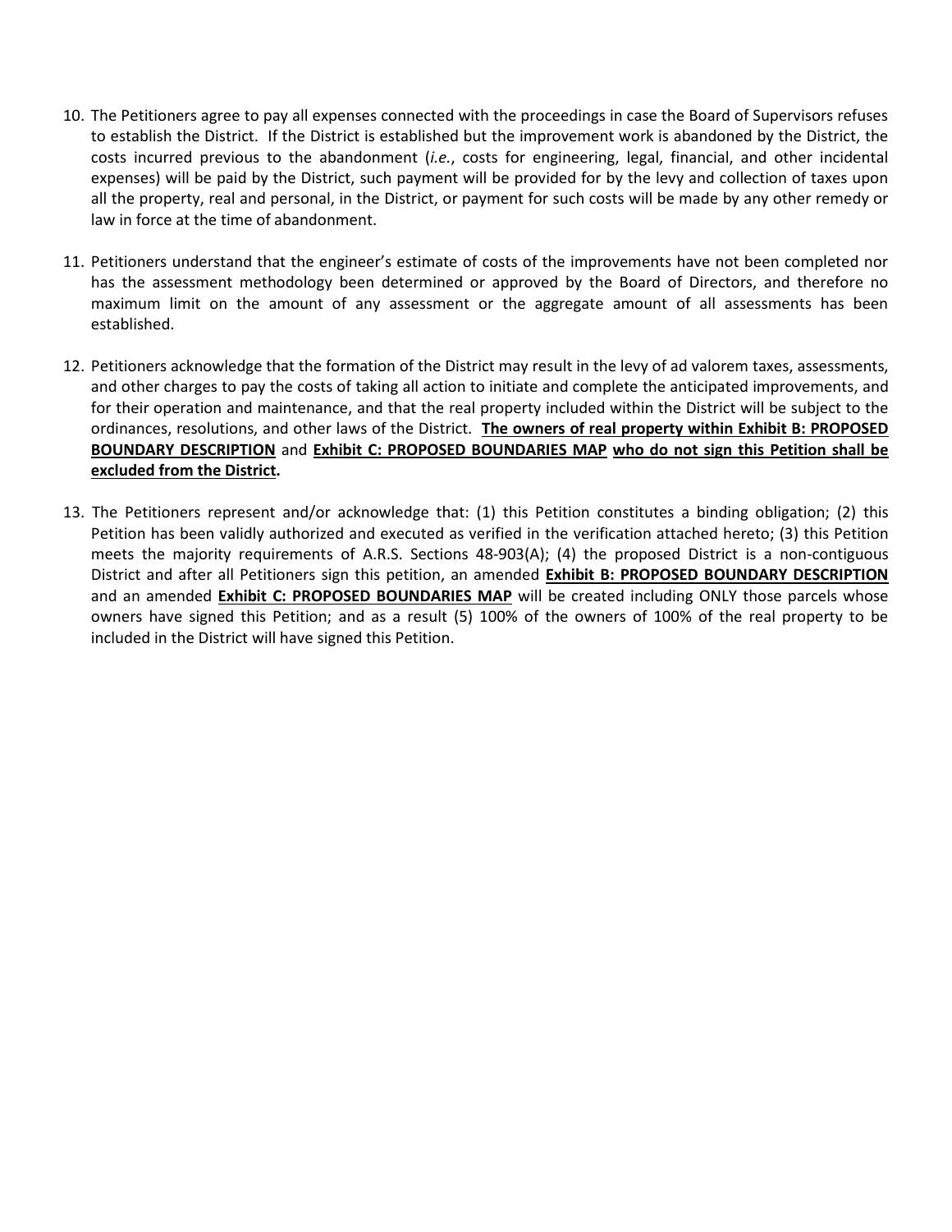10. The Petitioners agree to pay all expenses connected with the proceedings in case the Board of Supervisors refuses to establish the District. If the District is established but the improvement work is abandoned by the District, the costs incurred previous to the abandonment (*i.e.*, costs for engineering, legal, financial, and other incidental expenses) will be paid by the District, such payment will be provided for by the levy and collection of taxes upon all the property, real and personal, in the District, or payment for such costs will be made by any other remedy or law in force at the time of abandonment.

11. Petitioners understand that the engineer's estimate of costs of the improvements have not been completed nor has the assessment methodology been determined or approved by the Board of Directors, and therefore no maximum limit on the amount of any assessment or the aggregate amount of all assessments has been established.

12. Petitioners acknowledge that the formation of the District may result in the levy of ad valorem taxes, assessments, and other charges to pay the costs of taking all action to initiate and complete the anticipated improvements, and for their operation and maintenance, and that the real property included within the District will be subject to the ordinances, resolutions, and other laws of the District. **The owners of real property within Exhibit B: PROPOSED BOUNDARY DESCRIPTION** and **Exhibit C: PROPOSED BOUNDARIES MAP** **who do not sign this Petition shall be excluded from the District.**

13. The Petitioners represent and/or acknowledge that: (1) this Petition constitutes a binding obligation; (2) this Petition has been validly authorized and executed as verified in the verification attached hereto; (3) this Petition meets the majority requirements of A.R.S. Sections 48-903(A); (4) the proposed District is a non-contiguous District and after all Petitioners sign this petition, an amended **Exhibit B: PROPOSED BOUNDARY DESCRIPTION** and an amended **Exhibit C: PROPOSED BOUNDARIES MAP** will be created including ONLY those parcels whose owners have signed this Petition; and as a result (5) 100% of the owners of 100% of the real property to be included in the District will have signed this Petition.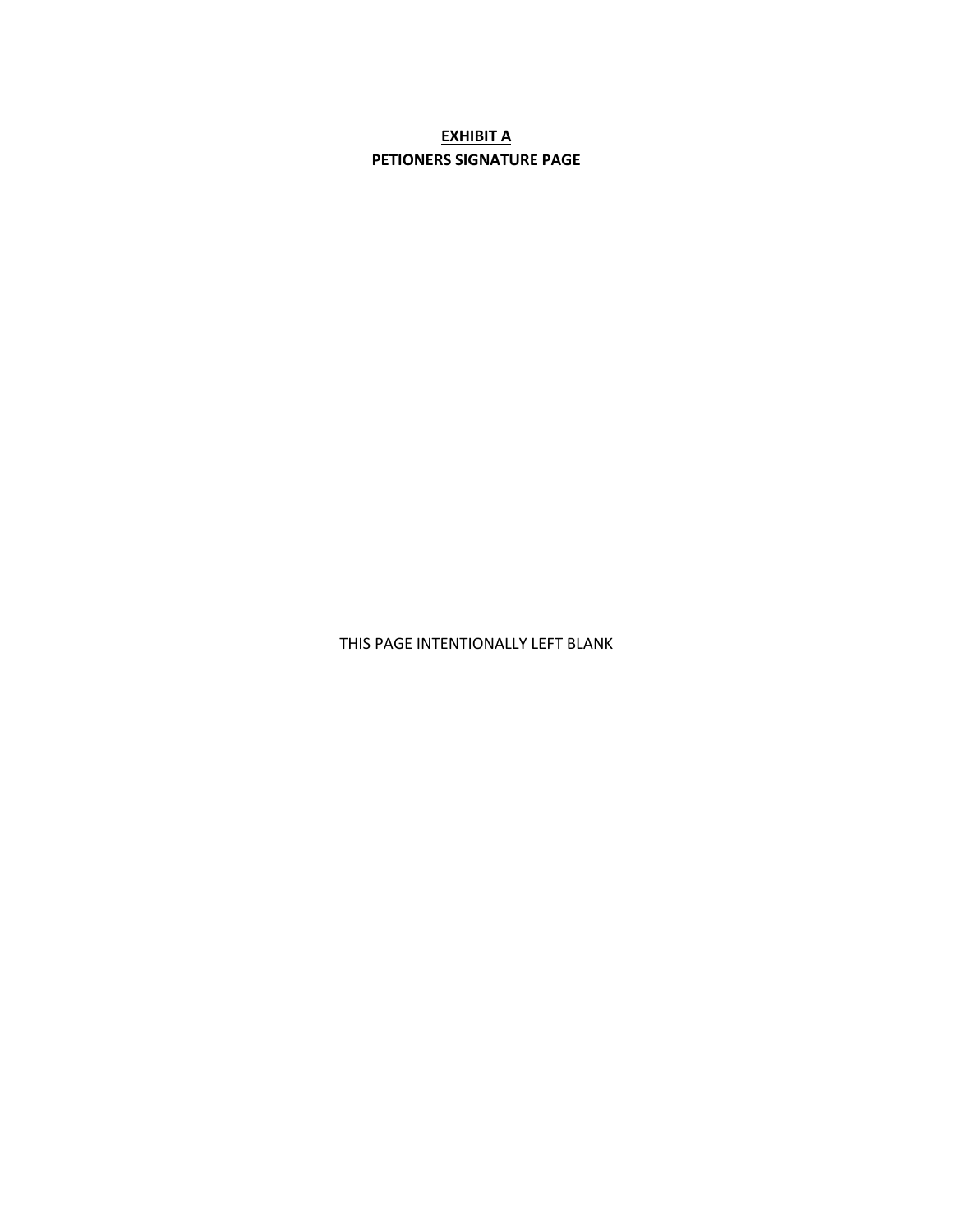**EXHIBIT A**
**PETIONERS SIGNATURE PAGE**

THIS PAGE INTENTIONALLY LEFT BLANK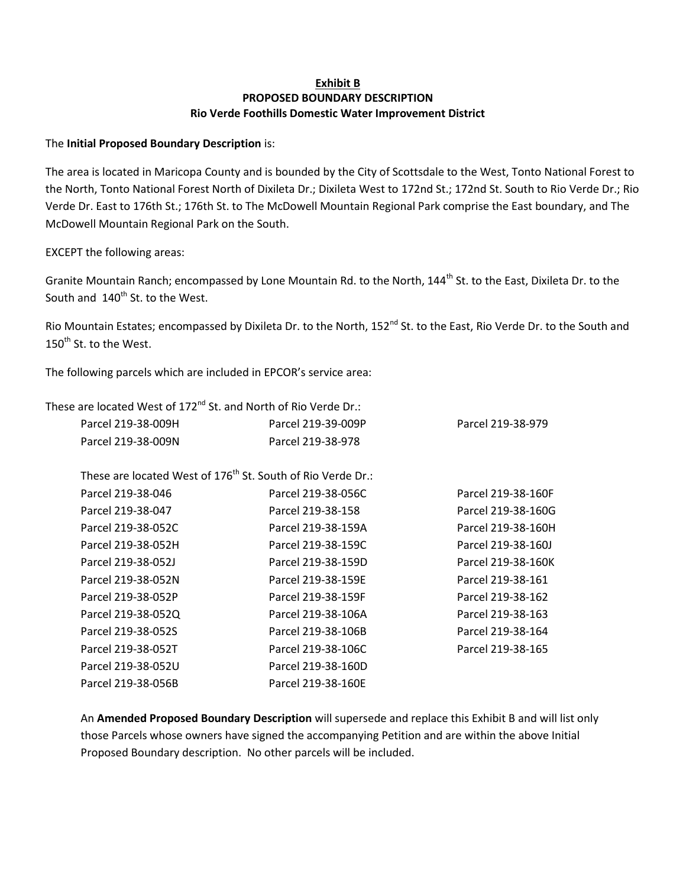**Exhibit B**
**PROPOSED BOUNDARY DESCRIPTION**
**Rio Verde Foothills Domestic Water Improvement District**

The **Initial Proposed Boundary Description** is:

The area is located in Maricopa County and is bounded by the City of Scottsdale to the West, Tonto National Forest to the North, Tonto National Forest North of Dixileta Dr.; Dixileta West to 172nd St.; 172nd St. South to Rio Verde Dr.; Rio Verde Dr. East to 176th St.; 176th St. to The McDowell Mountain Regional Park comprise the East boundary, and The McDowell Mountain Regional Park on the South.

EXCEPT the following areas:

Granite Mountain Ranch; encompassed by Lone Mountain Rd. to the North, 144th St. to the East, Dixileta Dr. to the South and 140th St. to the West.

Rio Mountain Estates; encompassed by Dixileta Dr. to the North, 152nd St. to the East, Rio Verde Dr. to the South and 150th St. to the West.

The following parcels which are included in EPCOR's service area:

These are located West of 172nd St. and North of Rio Verde Dr.:

| | | |
|---|---|---|
| Parcel 219-38-009H | Parcel 219-39-009P | Parcel 219-38-979 |
| Parcel 219-38-009N | Parcel 219-38-978 | |

These are located West of 176th St. South of Rio Verde Dr.:

| | | |
|---|---|---|
| Parcel 219-38-046 | Parcel 219-38-056C | Parcel 219-38-160F |
| Parcel 219-38-047 | Parcel 219-38-158 | Parcel 219-38-160G |
| Parcel 219-38-052C | Parcel 219-38-159A | Parcel 219-38-160H |
| Parcel 219-38-052H | Parcel 219-38-159C | Parcel 219-38-160J |
| Parcel 219-38-052J | Parcel 219-38-159D | Parcel 219-38-160K |
| Parcel 219-38-052N | Parcel 219-38-159E | Parcel 219-38-161 |
| Parcel 219-38-052P | Parcel 219-38-159F | Parcel 219-38-162 |
| Parcel 219-38-052Q | Parcel 219-38-106A | Parcel 219-38-163 |
| Parcel 219-38-052S | Parcel 219-38-106B | Parcel 219-38-164 |
| Parcel 219-38-052T | Parcel 219-38-106C | Parcel 219-38-165 |
| Parcel 219-38-052U | Parcel 219-38-160D | |
| Parcel 219-38-056B | Parcel 219-38-160E | |

An **Amended Proposed Boundary Description** will supersede and replace this Exhibit B and will list only those Parcels whose owners have signed the accompanying Petition and are within the above Initial Proposed Boundary description. No other parcels will be included.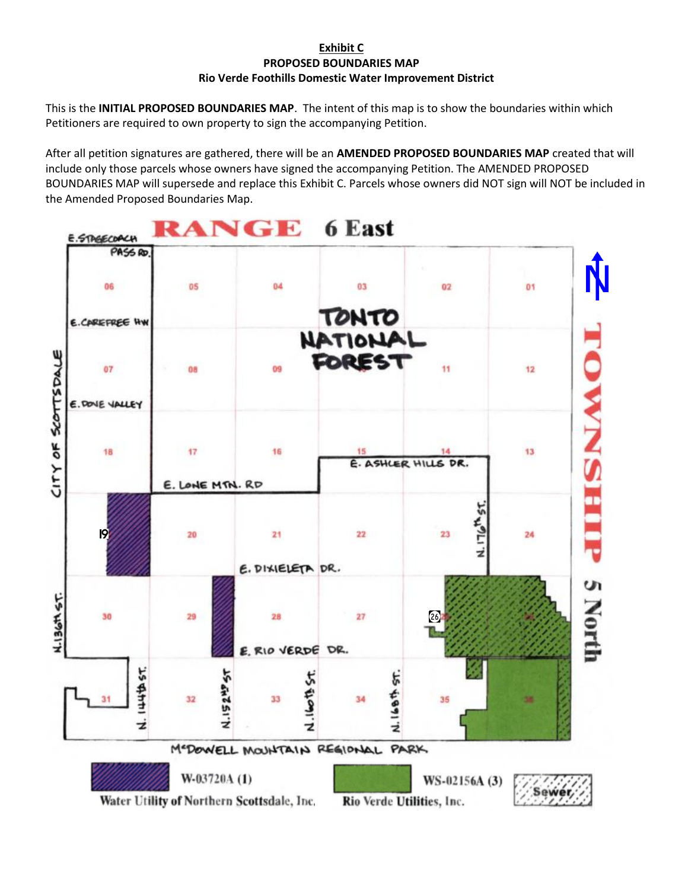**Exhibit C**
**PROPOSED BOUNDARIES MAP**
**Rio Verde Foothills Domestic Water Improvement District**

This is the **INITIAL PROPOSED BOUNDARIES MAP**. The intent of this map is to show the boundaries within which Petitioners are required to own property to sign the accompanying Petition.

After all petition signatures are gathered, there will be an **AMENDED PROPOSED BOUNDARIES MAP** created that will include only those parcels whose owners have signed the accompanying Petition. The AMENDED PROPOSED BOUNDARIES MAP will supersede and replace this Exhibit C. Parcels whose owners did NOT sign will NOT be included in the Amended Proposed Boundaries Map.

RANGE 6 East

TOWNSHIP 5 North

N

E. STAGECOACH PASS RD.

E. CAREFREE HW

E. DOVE VALLEY

E. LONE MTN. RD

E. ASHLER HILLS DR.

E. DIXIELETA DR.

E. RIO VERDE DR.

CITY OF SCOTTSDALE

TONTO NATIONAL FOREST

N. 136th ST.

N. 144th ST.

N. 152nd ST

N. 160th ST.

N. 168th ST.

N. 176th ST.

McDOWELL MOUNTAIN REGIONAL PARK

06 05 04 03 02 01

07 08 09 11 12

18 17 16 15 14 13

19 20 21 22 23 24

30 29 28 27 26 25

31 32 33 34 35 36

W-03720A (1)
Water Utility of Northern Scottsdale, Inc.

WS-02156A (3)
Rio Verde Utilities, Inc.

Sewer